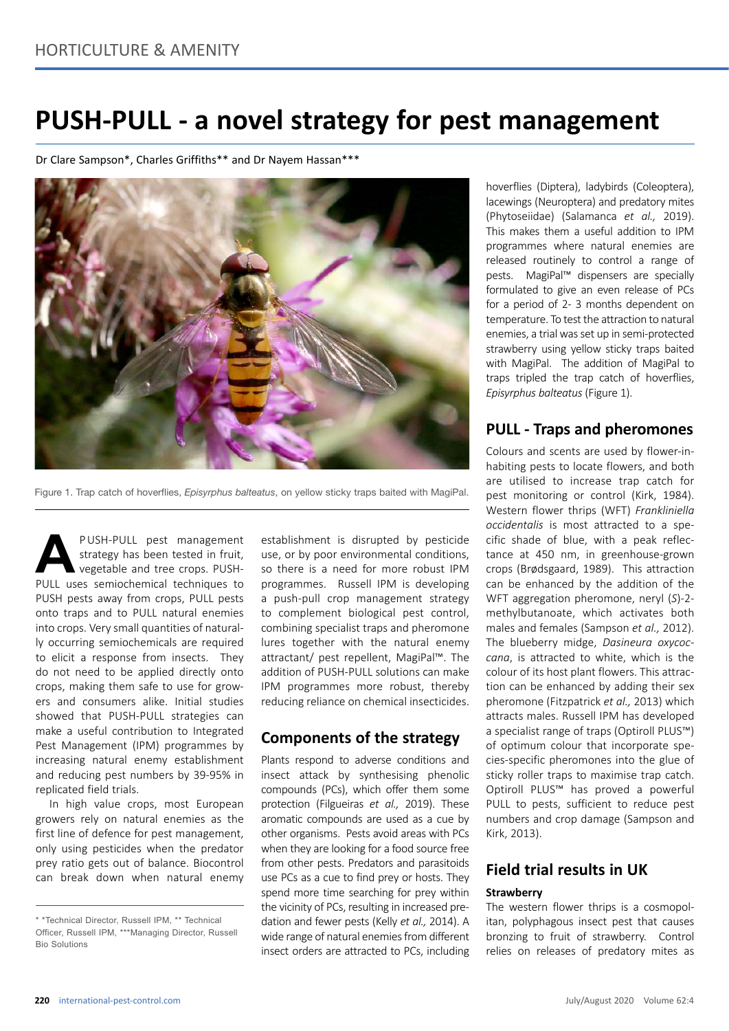# PUSH-PULL - a novel strategy for pest management

Dr Clare Sampson*, Charles Griffiths** and Dr Nayem Hassan***

Figure 1. Trap catch of hoverflies, *Episyrphus balteatus*, on yellow sticky traps baited with MagiPal.

A PUSH-PULL pest management strategy has been tested in fruit, vegetable and tree crops. PUSH-PULL uses semiochemical techniques to PUSH pests away from crops, PULL pests onto traps and to PULL natural enemies into crops. Very small quantities of naturally occurring semiochemicals are required to elicit a response from insects. They do not need to be applied directly onto crops, making them safe to use for growers and consumers alike. Initial studies showed that PUSH-PULL strategies can make a useful contribution to Integrated Pest Management (IPM) programmes by increasing natural enemy establishment and reducing pest numbers by 39-95% in replicated field trials.

In high value crops, most European growers rely on natural enemies as the first line of defence for pest management, only using pesticides when the predator prey ratio gets out of balance. Biocontrol can break down when natural enemy establishment is disrupted by pesticide use, or by poor environmental conditions, so there is a need for more robust IPM programmes. Russell IPM is developing a push-pull crop management strategy to complement biological pest control, combining specialist traps and pheromone lures together with the natural enemy attractant/ pest repellent, MagiPal™. The addition of PUSH-PULL solutions can make IPM programmes more robust, thereby reducing reliance on chemical insecticides.

\* *Technical Director, Russell IPM, ** Technical Officer, Russell IPM, ***Managing Director, Russell Bio Solutions

## Components of the strategy

Plants respond to adverse conditions and insect attack by synthesising phenolic compounds (PCs), which offer them some protection (Filgueiras *et al.,* 2019). These aromatic compounds are used as a cue by other organisms. Pests avoid areas with PCs when they are looking for a food source free from other pests. Predators and parasitoids use PCs as a cue to find prey or hosts. They spend more time searching for prey within the vicinity of PCs, resulting in increased predation and fewer pests (Kelly *et al.,* 2014). A wide range of natural enemies from different insect orders are attracted to PCs, including hoverflies (Diptera), ladybirds (Coleoptera), lacewings (Neuroptera) and predatory mites (Phytoseiidae) (Salamanca *et al.,* 2019). This makes them a useful addition to IPM programmes where natural enemies are released routinely to control a range of pests. MagiPal™ dispensers are specially formulated to give an even release of PCs for a period of 2- 3 months dependent on temperature. To test the attraction to natural enemies, a trial was set up in semi-protected strawberry using yellow sticky traps baited with MagiPal. The addition of MagiPal to traps tripled the trap catch of hoverflies, *Episyrphus balteatus* (Figure 1).

## PULL - Traps and pheromones

Colours and scents are used by flower-inhabiting pests to locate flowers, and both are utilised to increase trap catch for pest monitoring or control (Kirk, 1984). Western flower thrips (WFT) *Frankliniella occidentalis* is most attracted to a specific shade of blue, with a peak reflectance at 450 nm, in greenhouse-grown crops (Brødsgaard, 1989). This attraction can be enhanced by the addition of the WFT aggregation pheromone, neryl (*S*)-2-methylbutanoate, which activates both males and females (Sampson *et al.,* 2012). The blueberry midge, *Dasineura oxycoccana*, is attracted to white, which is the colour of its host plant flowers. This attraction can be enhanced by adding their sex pheromone (Fitzpatrick *et al.,* 2013) which attracts males. Russell IPM has developed a specialist range of traps (Optiroll PLUS™) of optimum colour that incorporate species-specific pheromones into the glue of sticky roller traps to maximise trap catch. Optiroll PLUS™ has proved a powerful PULL to pests, sufficient to reduce pest numbers and crop damage (Sampson and Kirk, 2013).

## Field trial results in UK

### Strawberry

The western flower thrips is a cosmopolitan, polyphagous insect pest that causes bronzing to fruit of strawberry. Control relies on releases of predatory mites as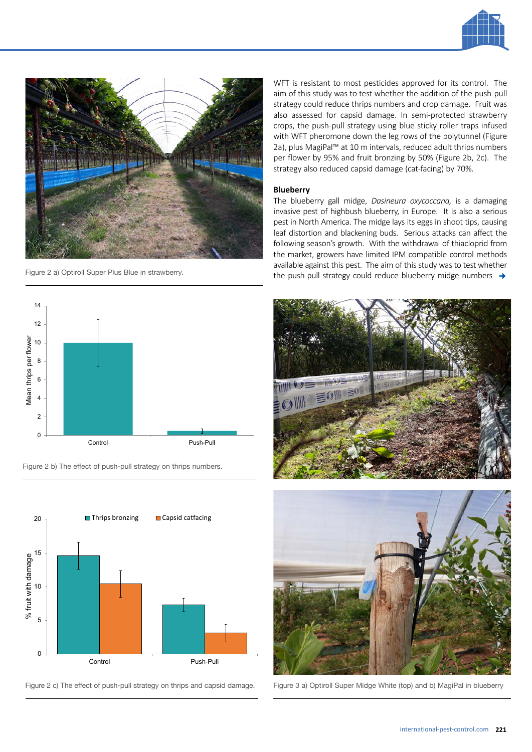Figure 2 a) Optiroll Super Plus Blue in strawberry.

Figure 2 b) The effect of push-pull strategy on thrips numbers.

Figure 2 c) The effect of push-pull strategy on thrips and capsid damage.

WFT is resistant to most pesticides approved for its control. The aim of this study was to test whether the addition of the push-pull strategy could reduce thrips numbers and crop damage. Fruit was also assessed for capsid damage. In semi-protected strawberry crops, the push-pull strategy using blue sticky roller traps infused with WFT pheromone down the leg rows of the polytunnel (Figure 2a), plus MagiPal™ at 10 m intervals, reduced adult thrips numbers per flower by 95% and fruit bronzing by 50% (Figure 2b, 2c). The strategy also reduced capsid damage (cat-facing) by 70%.

**Blueberry**

The blueberry gall midge, *Dasineura oxycoccana,* is a damaging invasive pest of highbush blueberry, in Europe. It is also a serious pest in North America. The midge lays its eggs in shoot tips, causing leaf distortion and blackening buds. Serious attacks can affect the following season's growth. With the withdrawal of thiacloprid from the market, growers have limited IPM compatible control methods available against this pest. The aim of this study was to test whether the push-pull strategy could reduce blueberry midge numbers →

Figure 3 a) Optiroll Super Midge White (top) and b) MagiPal in blueberry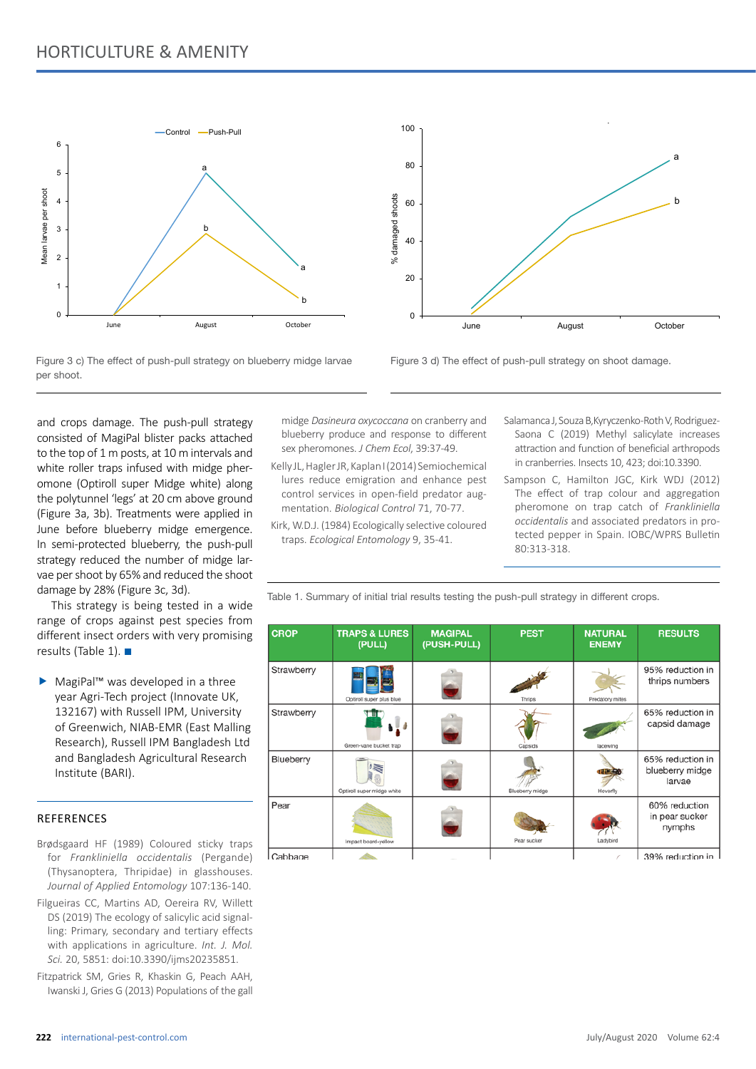Control
Push-Pull

Mean larvae per shoot

6
5
4
3
2
1
0

a
b
a
b

June
August
October

Figure 3 c) The effect of push-pull strategy on blueberry midge larvae per shoot.

% damaged shoots

100
80
60
40
20
0

a
b

June
August
October

Figure 3 d) The effect of push-pull strategy on shoot damage.

and crops damage. The push-pull strategy consisted of MagiPal blister packs attached to the top of 1 m posts, at 10 m intervals and white roller traps infused with midge pheromone (Optiroll super Midge white) along the polytunnel 'legs' at 20 cm above ground (Figure 3a, 3b). Treatments were applied in June before blueberry midge emergence. In semi-protected blueberry, the push-pull strategy reduced the number of midge larvae per shoot by 65% and reduced the shoot damage by 28% (Figure 3c, 3d).

This strategy is being tested in a wide range of crops against pest species from different insect orders with very promising results (Table 1). ■

- MagiPal™ was developed in a three year Agri-Tech project (Innovate UK, 132167) with Russell IPM, University of Greenwich, NIAB-EMR (East Malling Research), Russell IPM Bangladesh Ltd and Bangladesh Agricultural Research Institute (BARI).

## REFERENCES

Brødsgaard HF (1989) Coloured sticky traps for *Frankliniella occidentalis* (Pergande) (Thysanoptera, Thripidae) in glasshouses. *Journal of Applied Entomology* 107:136-140.

Filgueiras CC, Martins AD, Oereira RV, Willett DS (2019) The ecology of salicylic acid signalling: Primary, secondary and tertiary effects with applications in agriculture. *Int. J. Mol. Sci.* 20, 5851: doi:10.3390/ijms20235851.

Fitzpatrick SM, Gries R, Khaskin G, Peach AAH, Iwanski J, Gries G (2013) Populations of the gall midge *Dasineura oxycoccana* on cranberry and blueberry produce and response to different sex pheromones. *J Chem Ecol*, 39:37-49.

Kelly JL, Hagler JR, Kaplan I (2014) Semiochemical lures reduce emigration and enhance pest control services in open-field predator augmentation. *Biological Control* 71, 70-77.

Kirk, W.D.J. (1984) Ecologically selective coloured traps. *Ecological Entomology* 9, 35-41.

Salamanca J, Souza B, Kyryczenko-Roth V, Rodriguez-Saona C (2019) Methyl salicylate increases attraction and function of beneficial arthropods in cranberries. Insects 10, 423; doi:10.3390.

Sampson C, Hamilton JGC, Kirk WDJ (2012) The effect of trap colour and aggregation pheromone on trap catch of *Frankliniella occidentalis* and associated predators in protected pepper in Spain. IOBC/WPRS Bulletin 80:313-318.

Table 1. Summary of initial trial results testing the push-pull strategy in different crops.

| CROP | TRAPS & LURES (PULL) | MAGIPAL (PUSH-PULL) | PEST | NATURAL ENEMY | RESULTS |
|---|---|---|---|---|---|
| Strawberry | Optiroll super plus blue | | Thrips | Predatory mites | 95% reduction in thrips numbers |
| Strawberry | Green-vane bucket trap | | Capsids | lacewing | 65% reduction in capsid damage |
| Blueberry | Optiroll super midge white | | Blueberry midge | Hoverfly | 65% reduction in blueberry midge larvae |
| Pear | Impact board-yellow | | Pear sucker | Ladybird | 60% reduction in pear sucker nymphs |
| Cabbage | | | | | 39% reduction in |